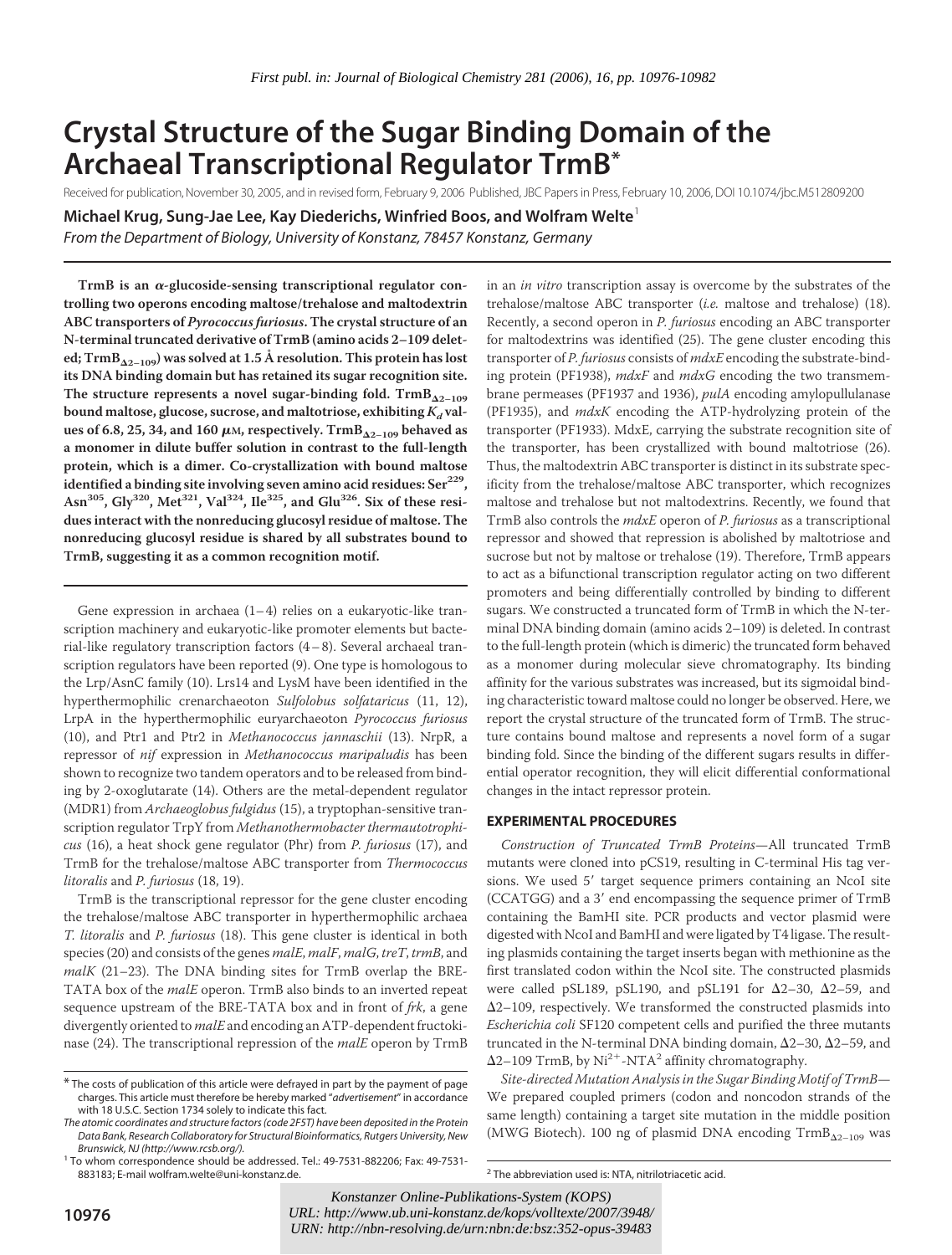*First publ. in: Journal of Biological Chemistry 281 (2006), 16, pp. 10976-10982*

# Crystal Structure of the Sugar Binding Domain of the Archaeal Transcriptional Regulator TrmB*

Received for publication, November 30, 2005, and in revised form, February 9, 2006 Published, JBC Papers in Press, February 10, 2006, DOI 10.1074/jbc.M512809200

**Michael Krug, Sung-Jae Lee, Kay Diederichs, Winfried Boos, and Wolfram Welte**[1]

*From the Department of Biology, University of Konstanz, 78457 Konstanz, Germany*

**TrmB is an α-glucoside-sensing transcriptional regulator controlling two operons encoding maltose/trehalose and maltodextrin ABC transporters of *Pyrococcus furiosus*. The crystal structure of an N-terminal truncated derivative of TrmB (amino acids 2–109 deleted; $TrmB_{\Delta 2-109}$) was solved at 1.5 Å resolution. This protein has lost its DNA binding domain but has retained its sugar recognition site. The structure represents a novel sugar-binding fold. $TrmB_{\Delta 2-109}$ bound maltose, glucose, sucrose, and maltotriose, exhibiting $K_d$ values of 6.8, 25, 34, and 160 μM, respectively. $TrmB_{\Delta 2-109}$ behaved as a monomer in dilute buffer solution in contrast to the full-length protein, which is a dimer. Co-crystallization with bound maltose identified a binding site involving seven amino acid residues: $Ser^{229}$, $Asn^{305}$, $Gly^{320}$, $Met^{321}$, $Val^{324}$, $Ile^{325}$, and $Glu^{326}$. Six of these residues interact with the nonreducing glucosyl residue of maltose. The nonreducing glucosyl residue is shared by all substrates bound to TrmB, suggesting it as a common recognition motif.**

Gene expression in archaea (1–4) relies on a eukaryotic-like transcription machinery and eukaryotic-like promoter elements but bacterial-like regulatory transcription factors (4–8). Several archaeal transcription regulators have been reported (9). One type is homologous to the Lrp/AsnC family (10). Lrs14 and LysM have been identified in the hyperthermophilic crenarchaeoton *Sulfolobus solfataricus* (11, 12), LrpA in the hyperthermophilic euryarchaeoton *Pyrococcus furiosus* (10), and Ptr1 and Ptr2 in *Methanococcus jannaschii* (13). NrpR, a repressor of *nif* expression in *Methanococcus maripaludis* has been shown to recognize two tandem operators and to be released from binding by 2-oxoglutarate (14). Others are the metal-dependent regulator (MDR1) from *Archaeoglobus fulgidus* (15), a tryptophan-sensitive transcription regulator TrpY from *Methanothermobacter thermautotrophicus* (16), a heat shock gene regulator (Phr) from *P. furiosus* (17), and TrmB for the trehalose/maltose ABC transporter from *Thermococcus litoralis* and *P. furiosus* (18, 19).

TrmB is the transcriptional repressor for the gene cluster encoding the trehalose/maltose ABC transporter in hyperthermophilic archaea *T. litoralis* and *P. furiosus* (18). This gene cluster is identical in both species (20) and consists of the genes *malE*, *malF*, *malG*, *treT*, *trmB*, and *malK* (21–23). The DNA binding sites for TrmB overlap the BRE-TATA box of the *malE* operon. TrmB also binds to an inverted repeat sequence upstream of the BRE-TATA box and in front of *frk*, a gene divergently oriented to *malE* and encoding an ATP-dependent fructokinase (24). The transcriptional repression of the *malE* operon by TrmB in an *in vitro* transcription assay is overcome by the substrates of the trehalose/maltose ABC transporter (*i.e.* maltose and trehalose) (18). Recently, a second operon in *P. furiosus* encoding an ABC transporter for maltodextrins was identified (25). The gene cluster encoding this transporter of *P. furiosus* consists of *mdxE* encoding the substrate-binding protein (PF1938), *mdxF* and *mdxG* encoding the two transmembrane permeases (PF1937 and 1936), *pulA* encoding amylopullulanase (PF1935), and *mdxK* encoding the ATP-hydrolyzing protein of the transporter (PF1933). MdxE, carrying the substrate recognition site of the transporter, has been crystallized with bound maltotriose (26). Thus, the maltodextrin ABC transporter is distinct in its substrate specificity from the trehalose/maltose ABC transporter, which recognizes maltose and trehalose but not maltodextrins. Recently, we found that TrmB also controls the *mdxE* operon of *P. furiosus* as a transcriptional repressor and showed that repression is abolished by maltotriose and sucrose but not by maltose or trehalose (19). Therefore, TrmB appears to act as a bifunctional transcription regulator acting on two different promoters and being differentially controlled by binding to different sugars. We constructed a truncated form of TrmB in which the N-terminal DNA binding domain (amino acids 2–109) is deleted. In contrast to the full-length protein (which is dimeric) the truncated form behaved as a monomer during molecular sieve chromatography. Its binding affinity for the various substrates was increased, but its sigmoidal binding characteristic toward maltose could no longer be observed. Here, we report the crystal structure of the truncated form of TrmB. The structure contains bound maltose and represents a novel form of a sugar binding fold. Since the binding of the different sugars results in differential operator recognition, they will elicit differential conformational changes in the intact repressor protein.

## EXPERIMENTAL PROCEDURES

*Construction of Truncated TrmB Proteins*—All truncated TrmB mutants were cloned into pCS19, resulting in C-terminal His tag versions. We used 5′ target sequence primers containing an NcoI site (CCATGG) and a 3′ end encompassing the sequence primer of TrmB containing the BamHI site. PCR products and vector plasmid were digested with NcoI and BamHI and were ligated by T4 ligase. The resulting plasmids containing the target inserts began with methionine as the first translated codon within the NcoI site. The constructed plasmids were called pSL189, pSL190, and pSL191 for Δ2–30, Δ2–59, and Δ2–109, respectively. We transformed the constructed plasmids into *Escherichia coli* SF120 competent cells and purified the three mutants truncated in the N-terminal DNA binding domain, Δ2–30, Δ2–59, and Δ2–109 TrmB, by $Ni^{2+}$-NTA[2] affinity chromatography.

*Site-directed Mutation Analysis in the Sugar Binding Motif of TrmB*—We prepared coupled primers (codon and noncodon strands of the same length) containing a target site mutation in the middle position (MWG Biotech). 100 ng of plasmid DNA encoding $TrmB_{\Delta 2-109}$ was

---

* The costs of publication of this article were defrayed in part by the payment of page charges. This article must therefore be hereby marked "*advertisement*" in accordance with 18 U.S.C. Section 1734 solely to indicate this fact.

*The atomic coordinates and structure factors (code 2F5T) have been deposited in the Protein Data Bank, Research Collaboratory for Structural Bioinformatics, Rutgers University, New Brunswick, NJ (http://www.rcsb.org/).*

[1] To whom correspondence should be addressed. Tel.: 49-7531-882206; Fax: 49-7531-883183; E-mail wolfram.welte@uni-konstanz.de.

[2] The abbreviation used is: NTA, nitrilotriacetic acid.

*Konstanzer Online-Publikations-System (KOPS)*
*URL: http://www.ub.uni-konstanz.de/kops/volltexte/2007/3948/*
*URN: http://nbn-resolving.de/urn:nbn:de:bsz:352-opus-39483*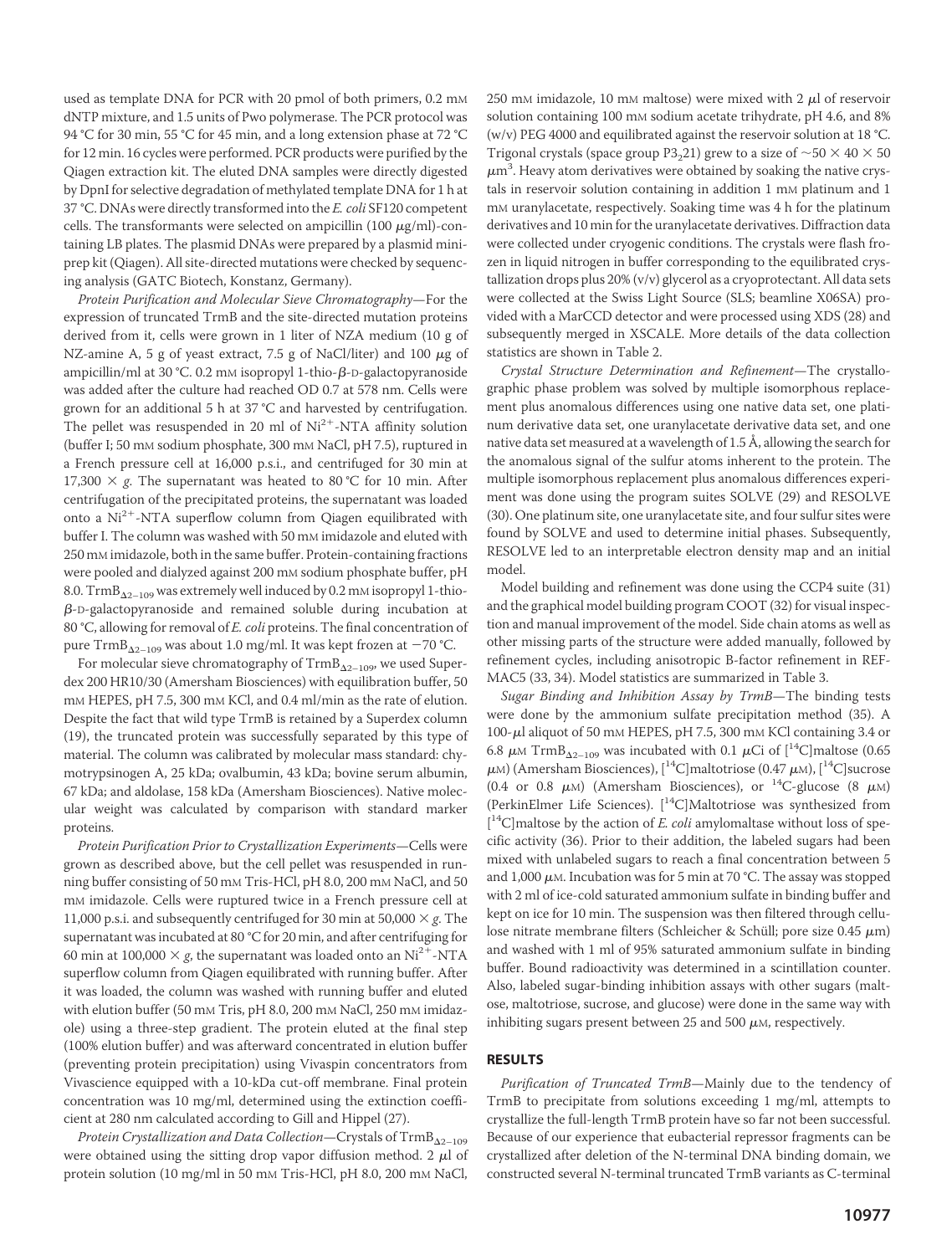used as template DNA for PCR with 20 pmol of both primers, 0.2 mM dNTP mixture, and 1.5 units of Pwo polymerase. The PCR protocol was 94 °C for 30 min, 55 °C for 45 min, and a long extension phase at 72 °C for 12 min. 16 cycles were performed. PCR products were purified by the Qiagen extraction kit. The eluted DNA samples were directly digested by DpnI for selective degradation of methylated template DNA for 1 h at 37 °C. DNAs were directly transformed into the *E. coli* SF120 competent cells. The transformants were selected on ampicillin (100 μg/ml)-containing LB plates. The plasmid DNAs were prepared by a plasmid mini-prep kit (Qiagen). All site-directed mutations were checked by sequencing analysis (GATC Biotech, Konstanz, Germany).

*Protein Purification and Molecular Sieve Chromatography*—For the expression of truncated TrmB and the site-directed mutation proteins derived from it, cells were grown in 1 liter of NZA medium (10 g of NZ-amine A, 5 g of yeast extract, 7.5 g of NaCl/liter) and 100 μg of ampicillin/ml at 30 °C. 0.2 mM isopropyl 1-thio-β-D-galactopyranoside was added after the culture had reached OD 0.7 at 578 nm. Cells were grown for an additional 5 h at 37 °C and harvested by centrifugation. The pellet was resuspended in 20 ml of $Ni^{2+}$-NTA affinity solution (buffer I; 50 mM sodium phosphate, 300 mM NaCl, pH 7.5), ruptured in a French pressure cell at 16,000 p.s.i., and centrifuged for 30 min at 17,300 × *g*. The supernatant was heated to 80 °C for 10 min. After centrifugation of the precipitated proteins, the supernatant was loaded onto a $Ni^{2+}$-NTA superflow column from Qiagen equilibrated with buffer I. The column was washed with 50 mM imidazole and eluted with 250 mM imidazole, both in the same buffer. Protein-containing fractions were pooled and dialyzed against 200 mM sodium phosphate buffer, pH 8.0. $TrmB_{\Delta 2-109}$ was extremely well induced by 0.2 mM isopropyl 1-thio-β-D-galactopyranoside and remained soluble during incubation at 80 °C, allowing for removal of *E. coli* proteins. The final concentration of pure $TrmB_{\Delta 2-109}$ was about 1.0 mg/ml. It was kept frozen at −70 °C.

For molecular sieve chromatography of $TrmB_{\Delta 2-109}$, we used Superdex 200 HR10/30 (Amersham Biosciences) with equilibration buffer, 50 mM HEPES, pH 7.5, 300 mM KCl, and 0.4 ml/min as the rate of elution. Despite the fact that wild type TrmB is retained by a Superdex column (19), the truncated protein was successfully separated by this type of material. The column was calibrated by molecular mass standard: chymotrypsinogen A, 25 kDa; ovalbumin, 43 kDa; bovine serum albumin, 67 kDa; and aldolase, 158 kDa (Amersham Biosciences). Native molecular weight was calculated by comparison with standard marker proteins.

*Protein Purification Prior to Crystallization Experiments*—Cells were grown as described above, but the cell pellet was resuspended in running buffer consisting of 50 mM Tris-HCl, pH 8.0, 200 mM NaCl, and 50 mM imidazole. Cells were ruptured twice in a French pressure cell at 11,000 p.s.i. and subsequently centrifuged for 30 min at 50,000 × *g*. The supernatant was incubated at 80 °C for 20 min, and after centrifuging for 60 min at 100,000 × *g*, the supernatant was loaded onto an $Ni^{2+}$-NTA superflow column from Qiagen equilibrated with running buffer. After it was loaded, the column was washed with running buffer and eluted with elution buffer (50 mM Tris, pH 8.0, 200 mM NaCl, 250 mM imidazole) using a three-step gradient. The protein eluted at the final step (100% elution buffer) and was afterward concentrated in elution buffer (preventing protein precipitation) using Vivaspin concentrators from Vivascience equipped with a 10-kDa cut-off membrane. Final protein concentration was 10 mg/ml, determined using the extinction coefficient at 280 nm calculated according to Gill and Hippel (27).

*Protein Crystallization and Data Collection*—Crystals of $TrmB_{\Delta 2-109}$ were obtained using the sitting drop vapor diffusion method. 2 μl of protein solution (10 mg/ml in 50 mM Tris-HCl, pH 8.0, 200 mM NaCl, 250 mM imidazole, 10 mM maltose) were mixed with 2 μl of reservoir solution containing 100 mM sodium acetate trihydrate, pH 4.6, and 8% (w/v) PEG 4000 and equilibrated against the reservoir solution at 18 °C. Trigonal crystals (space group $P3_221$) grew to a size of ~50 × 40 × 50 $\mu m^3$. Heavy atom derivatives were obtained by soaking the native crystals in reservoir solution containing in addition 1 mM platinum and 1 mM uranylacetate, respectively. Soaking time was 4 h for the platinum derivatives and 10 min for the uranylacetate derivatives. Diffraction data were collected under cryogenic conditions. The crystals were flash frozen in liquid nitrogen in buffer corresponding to the equilibrated crystallization drops plus 20% (v/v) glycerol as a cryoprotectant. All data sets were collected at the Swiss Light Source (SLS; beamline X06SA) provided with a MarCCD detector and were processed using XDS (28) and subsequently merged in XSCALE. More details of the data collection statistics are shown in Table 2.

*Crystal Structure Determination and Refinement*—The crystallographic phase problem was solved by multiple isomorphous replacement plus anomalous differences using one native data set, one platinum derivative data set, one uranylacetate derivative data set, and one native data set measured at a wavelength of 1.5 Å, allowing the search for the anomalous signal of the sulfur atoms inherent to the protein. The multiple isomorphous replacement plus anomalous differences experiment was done using the program suites SOLVE (29) and RESOLVE (30). One platinum site, one uranylacetate site, and four sulfur sites were found by SOLVE and used to determine initial phases. Subsequently, RESOLVE led to an interpretable electron density map and an initial model.

Model building and refinement was done using the CCP4 suite (31) and the graphical model building program COOT (32) for visual inspection and manual improvement of the model. Side chain atoms as well as other missing parts of the structure were added manually, followed by refinement cycles, including anisotropic B-factor refinement in REFMAC5 (33, 34). Model statistics are summarized in Table 3.

*Sugar Binding and Inhibition Assay by TrmB*—The binding tests were done by the ammonium sulfate precipitation method (35). A 100-μl aliquot of 50 mM HEPES, pH 7.5, 300 mM KCl containing 3.4 or 6.8 μM $TrmB_{\Delta 2-109}$ was incubated with 0.1 μCi of [$^{14}$C]maltose (0.65 μM) (Amersham Biosciences), [$^{14}$C]maltotriose (0.47 μM), [$^{14}$C]sucrose (0.4 or 0.8 μM) (Amersham Biosciences), or $^{14}$C-glucose (8 μM) (PerkinElmer Life Sciences). [$^{14}$C]Maltotriose was synthesized from [$^{14}$C]maltose by the action of *E. coli* amylomaltase without loss of specific activity (36). Prior to their addition, the labeled sugars had been mixed with unlabeled sugars to reach a final concentration between 5 and 1,000 μM. Incubation was for 5 min at 70 °C. The assay was stopped with 2 ml of ice-cold saturated ammonium sulfate in binding buffer and kept on ice for 10 min. The suspension was then filtered through cellulose nitrate membrane filters (Schleicher & Schüll; pore size 0.45 μm) and washed with 1 ml of 95% saturated ammonium sulfate in binding buffer. Bound radioactivity was determined in a scintillation counter. Also, labeled sugar-binding inhibition assays with other sugars (maltose, maltotriose, sucrose, and glucose) were done in the same way with inhibiting sugars present between 25 and 500 μM, respectively.

## RESULTS

*Purification of Truncated TrmB*—Mainly due to the tendency of TrmB to precipitate from solutions exceeding 1 mg/ml, attempts to crystallize the full-length TrmB protein have so far not been successful. Because of our experience that eubacterial repressor fragments can be crystallized after deletion of the N-terminal DNA binding domain, we constructed several N-terminal truncated TrmB variants as C-terminal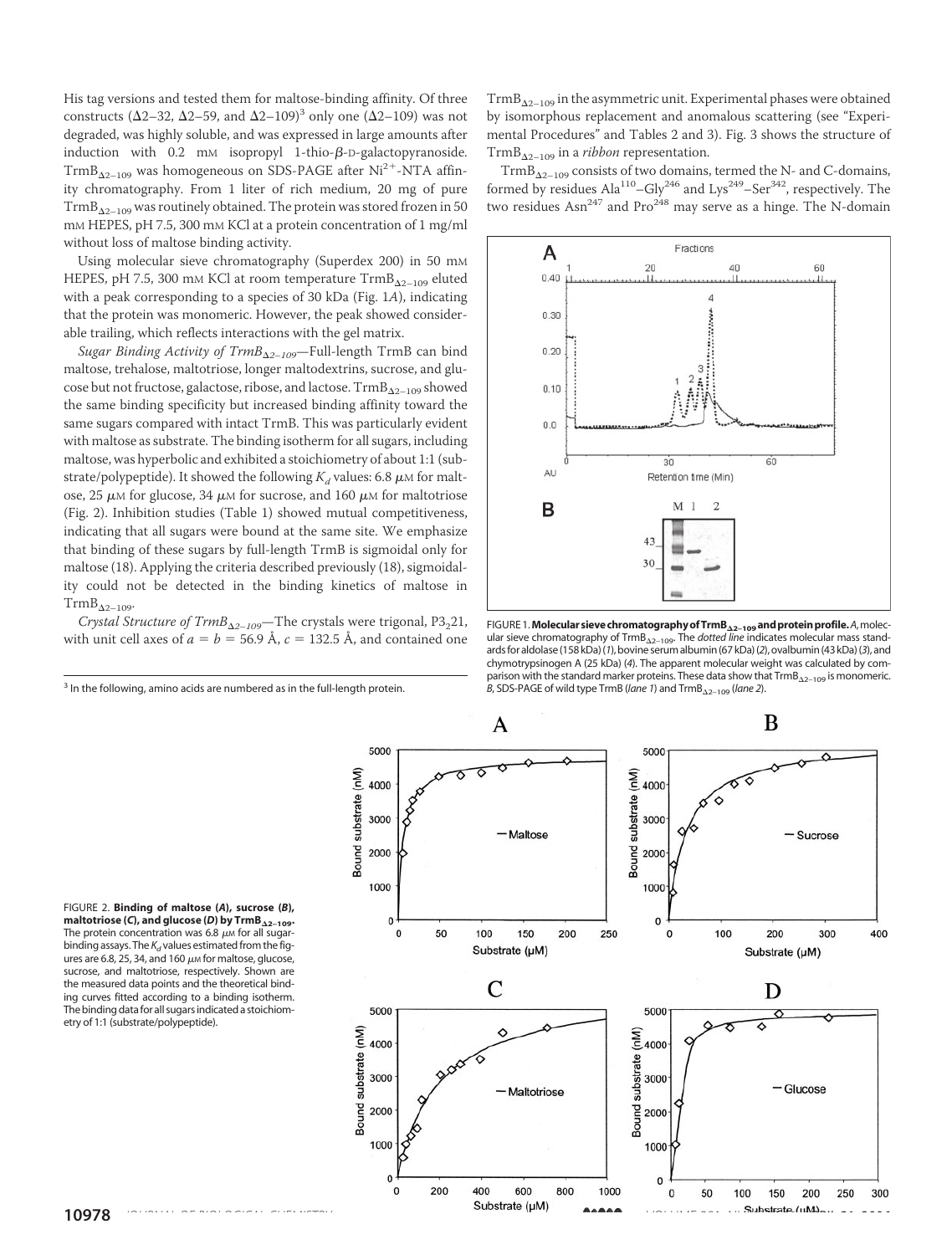His tag versions and tested them for maltose-binding affinity. Of three constructs (Δ2–32, Δ2–59, and Δ2–109)[3] only one (Δ2–109) was not degraded, was highly soluble, and was expressed in large amounts after induction with 0.2 mM isopropyl 1-thio-β-D-galactopyranoside. $TrmB_{\Delta 2-109}$ was homogeneous on SDS-PAGE after $Ni^{2+}$-NTA affinity chromatography. From 1 liter of rich medium, 20 mg of pure $TrmB_{\Delta 2-109}$ was routinely obtained. The protein was stored frozen in 50 mM HEPES, pH 7.5, 300 mM KCl at a protein concentration of 1 mg/ml without loss of maltose binding activity.

Using molecular sieve chromatography (Superdex 200) in 50 mM HEPES, pH 7.5, 300 mM KCl at room temperature $TrmB_{\Delta 2-109}$ eluted with a peak corresponding to a species of 30 kDa (Fig. 1*A*), indicating that the protein was monomeric. However, the peak showed considerable trailing, which reflects interactions with the gel matrix.

*Sugar Binding Activity of* $TrmB_{\Delta 2-109}$—Full-length TrmB can bind maltose, trehalose, maltotriose, longer maltodextrins, sucrose, and glucose but not fructose, galactose, ribose, and lactose. $TrmB_{\Delta 2-109}$ showed the same binding specificity but increased binding affinity toward the same sugars compared with intact TrmB. This was particularly evident with maltose as substrate. The binding isotherm for all sugars, including maltose, was hyperbolic and exhibited a stoichiometry of about 1:1 (substrate/polypeptide). It showed the following $K_d$ values: 6.8 μM for maltose, 25 μM for glucose, 34 μM for sucrose, and 160 μM for maltotriose (Fig. 2). Inhibition studies (Table 1) showed mutual competitiveness, indicating that all sugars were bound at the same site. We emphasize that binding of these sugars by full-length TrmB is sigmoidal only for maltose (18). Applying the criteria described previously (18), sigmoidality could not be detected in the binding kinetics of maltose in $TrmB_{\Delta 2-109}$.

*Crystal Structure of* $TrmB_{\Delta 2-109}$—The crystals were trigonal, $P3_221$, with unit cell axes of $a = b = 56.9$ Å, $c = 132.5$ Å, and contained one $TrmB_{\Delta 2-109}$ in the asymmetric unit. Experimental phases were obtained by isomorphous replacement and anomalous scattering (see "Experimental Procedures" and Tables 2 and 3). Fig. 3 shows the structure of $TrmB_{\Delta 2-109}$ in a *ribbon* representation.

$TrmB_{\Delta 2-109}$ consists of two domains, termed the N- and C-domains, formed by residues $Ala^{110}$–$Gly^{246}$ and $Lys^{249}$–$Ser^{342}$, respectively. The two residues $Asn^{247}$ and $Pro^{248}$ may serve as a hinge. The N-domain

**FIGURE 1. Molecular sieve chromatography of $TrmB_{\Delta 2-109}$ and protein profile.** *A*, molecular sieve chromatography of $TrmB_{\Delta 2-109}$. The *dotted line* indicates molecular mass standards for aldolase (158 kDa) (*1*), bovine serum albumin (67 kDa) (*2*), ovalbumin (43 kDa) (*3*), and chymotrypsinogen A (25 kDa) (*4*). The apparent molecular weight was calculated by comparison with the standard marker proteins. These data show that $TrmB_{\Delta 2-109}$ is monomeric. *B*, SDS-PAGE of wild type TrmB (*lane 1*) and $TrmB_{\Delta 2-109}$ (*lane 2*).

**FIGURE 2. Binding of maltose (*A*), sucrose (*B*), maltotriose (*C*), and glucose (*D*) by $TrmB_{\Delta 2-109}$.** The protein concentration was 6.8 μM for all sugar-binding assays. The $K_d$ values estimated from the figures are 6.8, 25, 34, and 160 μM for maltose, glucose, sucrose, and maltotriose, respectively. Shown are the measured data points and the theoretical binding curves fitted according to a binding isotherm. The binding data for all sugars indicated a stoichiometry of 1:1 (substrate/polypeptide).

[3] In the following, amino acids are numbered as in the full-length protein.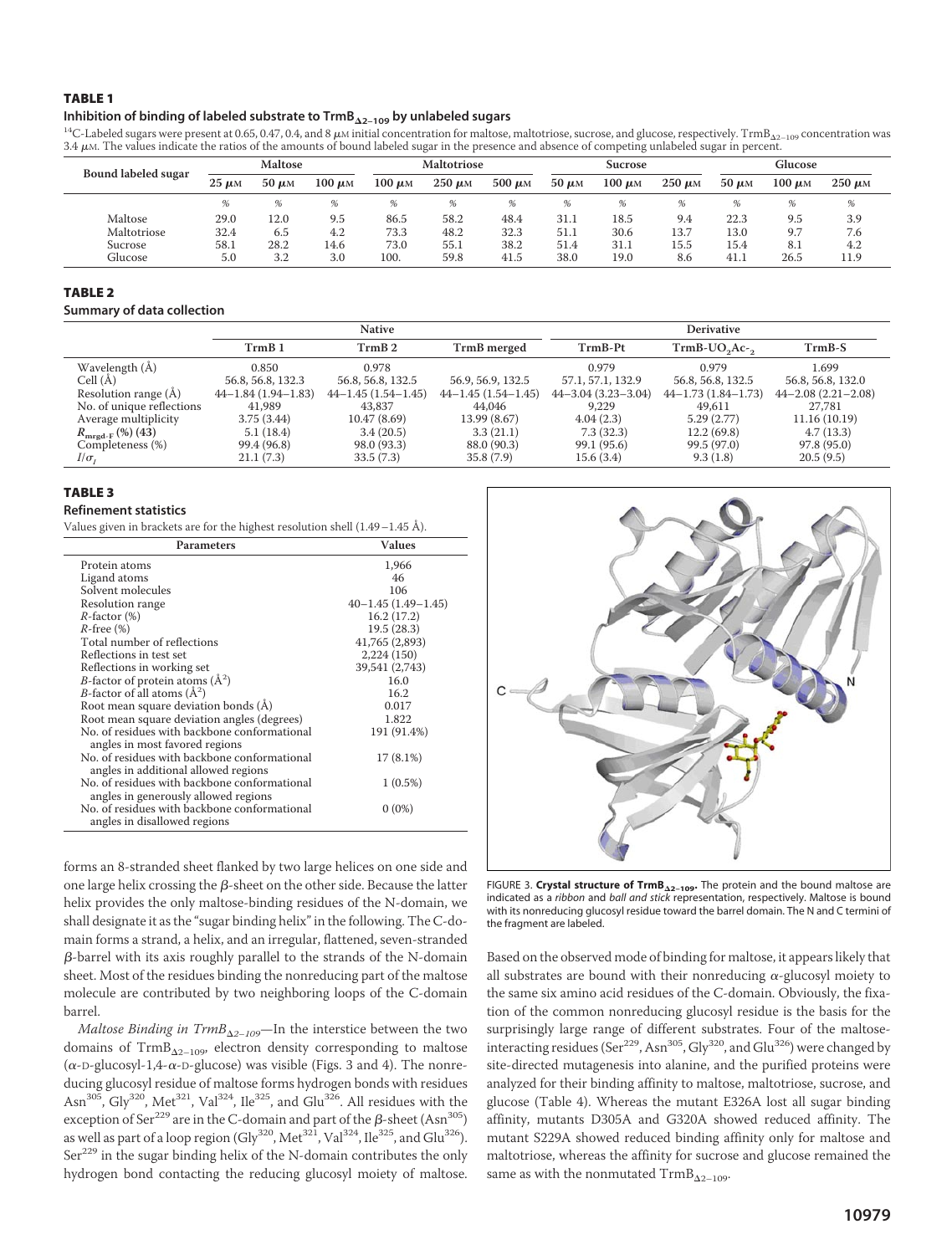**TABLE 1**

**Inhibition of binding of labeled substrate to $TrmB_{\Delta 2-109}$ by unlabeled sugars**

$^{14}$C-Labeled sugars were present at 0.65, 0.47, 0.4, and 8 $\mu$M initial concentration for maltose, maltotriose, sucrose, and glucose, respectively. $TrmB_{\Delta 2-109}$ concentration was 3.4 $\mu$M. The values indicate the ratios of the amounts of bound labeled sugar in the presence and absence of competing unlabeled sugar in percent.

| Bound labeled sugar | Maltose | | | Maltotriose | | | Sucrose | | | Glucose | | |
|---|---|---|---|---|---|---|---|---|---|---|---|---|
| | 25 $\mu$M | 50 $\mu$M | 100 $\mu$M | 100 $\mu$M | 250 $\mu$M | 500 $\mu$M | 50 $\mu$M | 100 $\mu$M | 250 $\mu$M | 50 $\mu$M | 100 $\mu$M | 250 $\mu$M |
| | % | % | % | % | % | % | % | % | % | % | % | % |
| Maltose | 29.0 | 12.0 | 9.5 | 86.5 | 58.2 | 48.4 | 31.1 | 18.5 | 9.4 | 22.3 | 9.5 | 3.9 |
| Maltotriose | 32.4 | 6.5 | 4.2 | 73.3 | 48.2 | 32.3 | 51.1 | 30.6 | 13.7 | 13.0 | 9.7 | 7.6 |
| Sucrose | 58.1 | 28.2 | 14.6 | 73.0 | 55.1 | 38.2 | 51.4 | 31.1 | 15.5 | 15.4 | 8.1 | 4.2 |
| Glucose | 5.0 | 3.2 | 3.0 | 100. | 59.8 | 41.5 | 38.0 | 19.0 | 8.6 | 41.1 | 26.5 | 11.9 |

**TABLE 2**

**Summary of data collection**

| | Native | | | Derivative | | |
|---|---|---|---|---|---|---|
| | TrmB 1 | TrmB 2 | TrmB merged | TrmB-Pt | TrmB-$UO_2Ac_{-2}$ | TrmB-S |
| Wavelength (Å) | 0.850 | 0.978 | | 0.979 | 0.979 | 1.699 |
| Cell (Å) | 56.8, 56.8, 132.3 | 56.8, 56.8, 132.5 | 56.9, 56.9, 132.5 | 57.1, 57.1, 132.9 | 56.8, 56.8, 132.5 | 56.8, 56.8, 132.0 |
| Resolution range (Å) | 44–1.84 (1.94–1.83) | 44–1.45 (1.54–1.45) | 44–1.45 (1.54–1.45) | 44–3.04 (3.23–3.04) | 44–1.73 (1.84–1.73) | 44–2.08 (2.21–2.08) |
| No. of unique reflections | 41,989 | 43,837 | 44,046 | 9,229 | 49,611 | 27,781 |
| Average multiplicity | 3.75 (3.44) | 10.47 (8.69) | 13.99 (8.67) | 4.04 (2.3) | 5.29 (2.77) | 11.16 (10.19) |
| $R_{mrgd-F}$ (%) (43) | 5.1 (18.4) | 3.4 (20.5) | 3.3 (21.1) | 7.3 (32.3) | 12.2 (69.8) | 4.7 (13.3) |
| Completeness (%) | 99.4 (96.8) | 98.0 (93.3) | 88.0 (90.3) | 99.1 (95.6) | 99.5 (97.0) | 97.8 (95.0) |
| $I/\sigma_I$ | 21.1 (7.3) | 33.5 (7.3) | 35.8 (7.9) | 15.6 (3.4) | 9.3 (1.8) | 20.5 (9.5) |

**TABLE 3**

**Refinement statistics**

Values given in brackets are for the highest resolution shell (1.49–1.45 Å).

| Parameters | Values |
|---|---|
| Protein atoms | 1,966 |
| Ligand atoms | 46 |
| Solvent molecules | 106 |
| Resolution range | 40–1.45 (1.49–1.45) |
| *R*-factor (%) | 16.2 (17.2) |
| *R*-free (%) | 19.5 (28.3) |
| Total number of reflections | 41,765 (2,893) |
| Reflections in test set | 2,224 (150) |
| Reflections in working set | 39,541 (2,743) |
| *B*-factor of protein atoms ($Å^2$) | 16.0 |
| *B*-factor of all atoms ($Å^2$) | 16.2 |
| Root mean square deviation bonds (Å) | 0.017 |
| Root mean square deviation angles (degrees) | 1.822 |
| No. of residues with backbone conformational angles in most favored regions | 191 (91.4%) |
| No. of residues with backbone conformational angles in additional allowed regions | 17 (8.1%) |
| No. of residues with backbone conformational angles in generously allowed regions | 1 (0.5%) |
| No. of residues with backbone conformational angles in disallowed regions | 0 (0%) |

FIGURE 3. **Crystal structure of $TrmB_{\Delta 2-109}$.** The protein and the bound maltose are indicated as a *ribbon* and *ball and stick* representation, respectively. Maltose is bound with its nonreducing glucosyl residue toward the barrel domain. The N and C termini of the fragment are labeled.

forms an 8-stranded sheet flanked by two large helices on one side and one large helix crossing the $\beta$-sheet on the other side. Because the latter helix provides the only maltose-binding residues of the N-domain, we shall designate it as the "sugar binding helix" in the following. The C-domain forms a strand, a helix, and an irregular, flattened, seven-stranded $\beta$-barrel with its axis roughly parallel to the strands of the N-domain sheet. Most of the residues binding the nonreducing part of the maltose molecule are contributed by two neighboring loops of the C-domain barrel.

*Maltose Binding in $TrmB_{\Delta 2-109}$*—In the interstice between the two domains of $TrmB_{\Delta 2-109}$, electron density corresponding to maltose ($\alpha$-D-glucosyl-1,4-$\alpha$-D-glucose) was visible (Figs. 3 and 4). The nonreducing glucosyl residue of maltose forms hydrogen bonds with residues $Asn^{305}$, $Gly^{320}$, $Met^{321}$, $Val^{324}$, $Ile^{325}$, and $Glu^{326}$. All residues with the exception of $Ser^{229}$ are in the C-domain and part of the $\beta$-sheet ($Asn^{305}$) as well as part of a loop region ($Gly^{320}$, $Met^{321}$, $Val^{324}$, $Ile^{325}$, and $Glu^{326}$). $Ser^{229}$ in the sugar binding helix of the N-domain contributes the only hydrogen bond contacting the reducing glucosyl moiety of maltose. Based on the observed mode of binding for maltose, it appears likely that all substrates are bound with their nonreducing $\alpha$-glucosyl moiety to the same six amino acid residues of the C-domain. Obviously, the fixation of the common nonreducing glucosyl residue is the basis for the surprisingly large range of different substrates. Four of the maltose-interacting residues ($Ser^{229}$, $Asn^{305}$, $Gly^{320}$, and $Glu^{326}$) were changed by site-directed mutagenesis into alanine, and the purified proteins were analyzed for their binding affinity to maltose, maltotriose, sucrose, and glucose (Table 4). Whereas the mutant E326A lost all sugar binding affinity, mutants D305A and G320A showed reduced affinity. The mutant S229A showed reduced binding affinity only for maltose and maltotriose, whereas the affinity for sucrose and glucose remained the same as with the nonmutated $TrmB_{\Delta 2-109}$.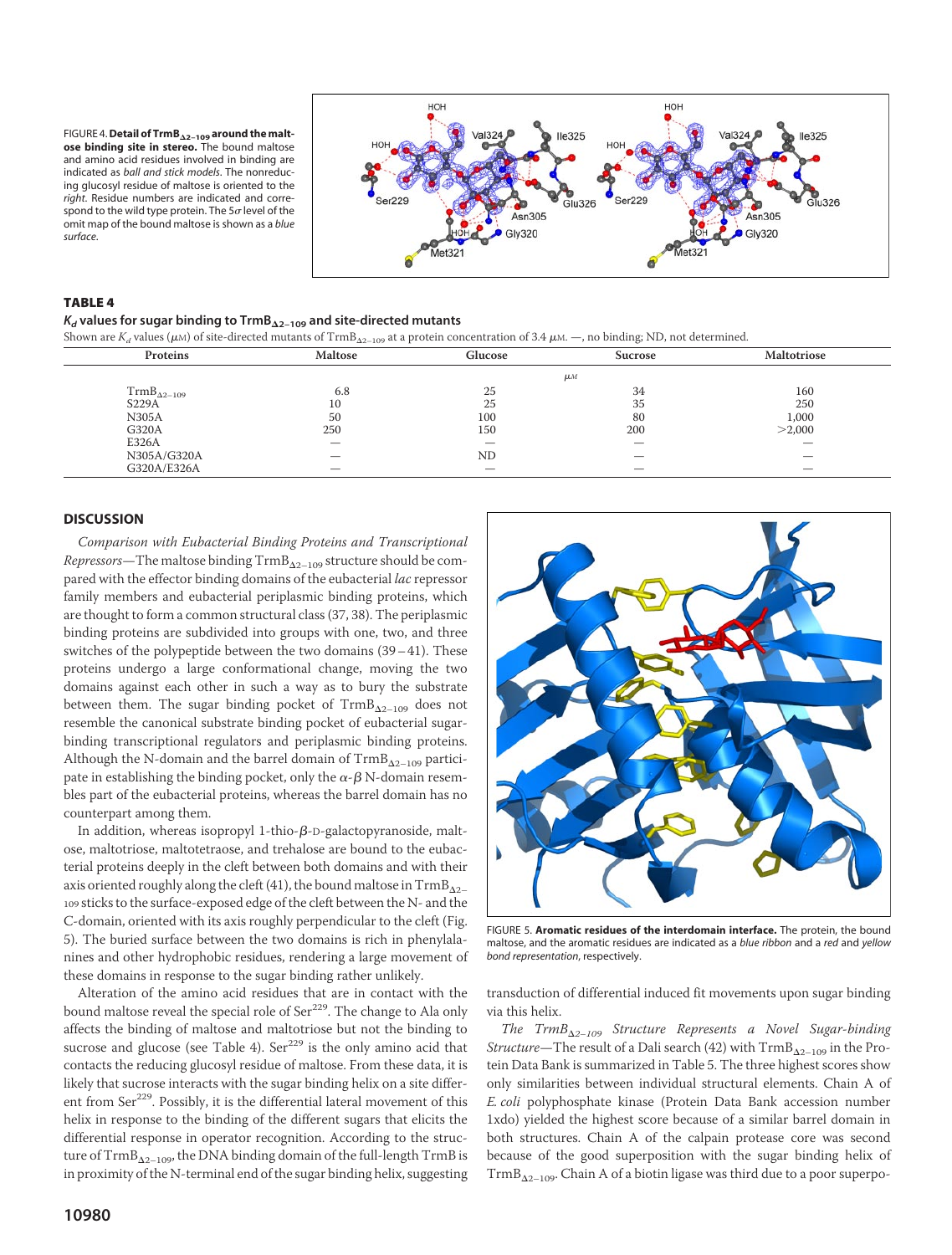FIGURE 4. **Detail of $TrmB_{\Delta 2-109}$ around the maltose binding site in stereo.** The bound maltose and amino acid residues involved in binding are indicated as *ball and stick models*. The nonreducing glucosyl residue of maltose is oriented to the *right*. Residue numbers are indicated and correspond to the wild type protein. The $5\sigma$ level of the omit map of the bound maltose is shown as a *blue surface*.

**TABLE 4**

**$K_d$ values for sugar binding to $TrmB_{\Delta 2-109}$ and site-directed mutants**

Shown are $K_d$ values ($\mu$M) of site-directed mutants of $TrmB_{\Delta 2-109}$ at a protein concentration of 3.4 $\mu$M. —, no binding; ND, not determined.

| Proteins | Maltose | Glucose | Sucrose | Maltotriose |
|---|---|---|---|---|
| | | $\mu M$ | | |
| $TrmB_{\Delta 2-109}$ | 6.8 | 25 | 34 | 160 |
| S229A | 10 | 25 | 35 | 250 |
| N305A | 50 | 100 | 80 | 1,000 |
| G320A | 250 | 150 | 200 | >2,000 |
| E326A | — | — | — | — |
| N305A/G320A | — | ND | — | — |
| G320A/E326A | — | — | — | — |

## DISCUSSION

*Comparison with Eubacterial Binding Proteins and Transcriptional Repressors*—The maltose binding $TrmB_{\Delta 2-109}$ structure should be compared with the effector binding domains of the eubacterial *lac* repressor family members and eubacterial periplasmic binding proteins, which are thought to form a common structural class (37, 38). The periplasmic binding proteins are subdivided into groups with one, two, and three switches of the polypeptide between the two domains (39–41). These proteins undergo a large conformational change, moving the two domains against each other in such a way as to bury the substrate between them. The sugar binding pocket of $TrmB_{\Delta 2-109}$ does not resemble the canonical substrate binding pocket of eubacterial sugar-binding transcriptional regulators and periplasmic binding proteins. Although the N-domain and the barrel domain of $TrmB_{\Delta 2-109}$ participate in establishing the binding pocket, only the $\alpha$-$\beta$ N-domain resembles part of the eubacterial proteins, whereas the barrel domain has no counterpart among them.

In addition, whereas isopropyl 1-thio-$\beta$-D-galactopyranoside, maltose, maltotriose, maltotetraose, and trehalose are bound to the eubacterial proteins deeply in the cleft between both domains and with their axis oriented roughly along the cleft (41), the bound maltose in $TrmB_{\Delta 2-109}$ sticks to the surface-exposed edge of the cleft between the N- and the C-domain, oriented with its axis roughly perpendicular to the cleft (Fig. 5). The buried surface between the two domains is rich in phenylalanines and other hydrophobic residues, rendering a large movement of these domains in response to the sugar binding rather unlikely.

Alteration of the amino acid residues that are in contact with the bound maltose reveal the special role of Ser[229]. The change to Ala only affects the binding of maltose and maltotriose but not the binding to sucrose and glucose (see Table 4). Ser[229] is the only amino acid that contacts the reducing glucosyl residue of maltose. From these data, it is likely that sucrose interacts with the sugar binding helix on a site different from Ser[229]. Possibly, it is the differential lateral movement of this helix in response to the binding of the different sugars that elicits the differential response in operator recognition. According to the structure of $TrmB_{\Delta 2-109}$, the DNA binding domain of the full-length TrmB is in proximity of the N-terminal end of the sugar binding helix, suggesting transduction of differential induced fit movements upon sugar binding via this helix.

FIGURE 5. **Aromatic residues of the interdomain interface.** The protein, the bound maltose, and the aromatic residues are indicated as a *blue ribbon* and a *red* and *yellow bond representation*, respectively.

*The $TrmB_{\Delta 2-109}$ Structure Represents a Novel Sugar-binding Structure*—The result of a Dali search (42) with $TrmB_{\Delta 2-109}$ in the Protein Data Bank is summarized in Table 5. The three highest scores show only similarities between individual structural elements. Chain A of *E. coli* polyphosphate kinase (Protein Data Bank accession number 1xdo) yielded the highest score because of a similar barrel domain in both structures. Chain A of the calpain protease core was second because of the good superposition with the sugar binding helix of $TrmB_{\Delta 2-109}$. Chain A of a biotin ligase was third due to a poor superpo-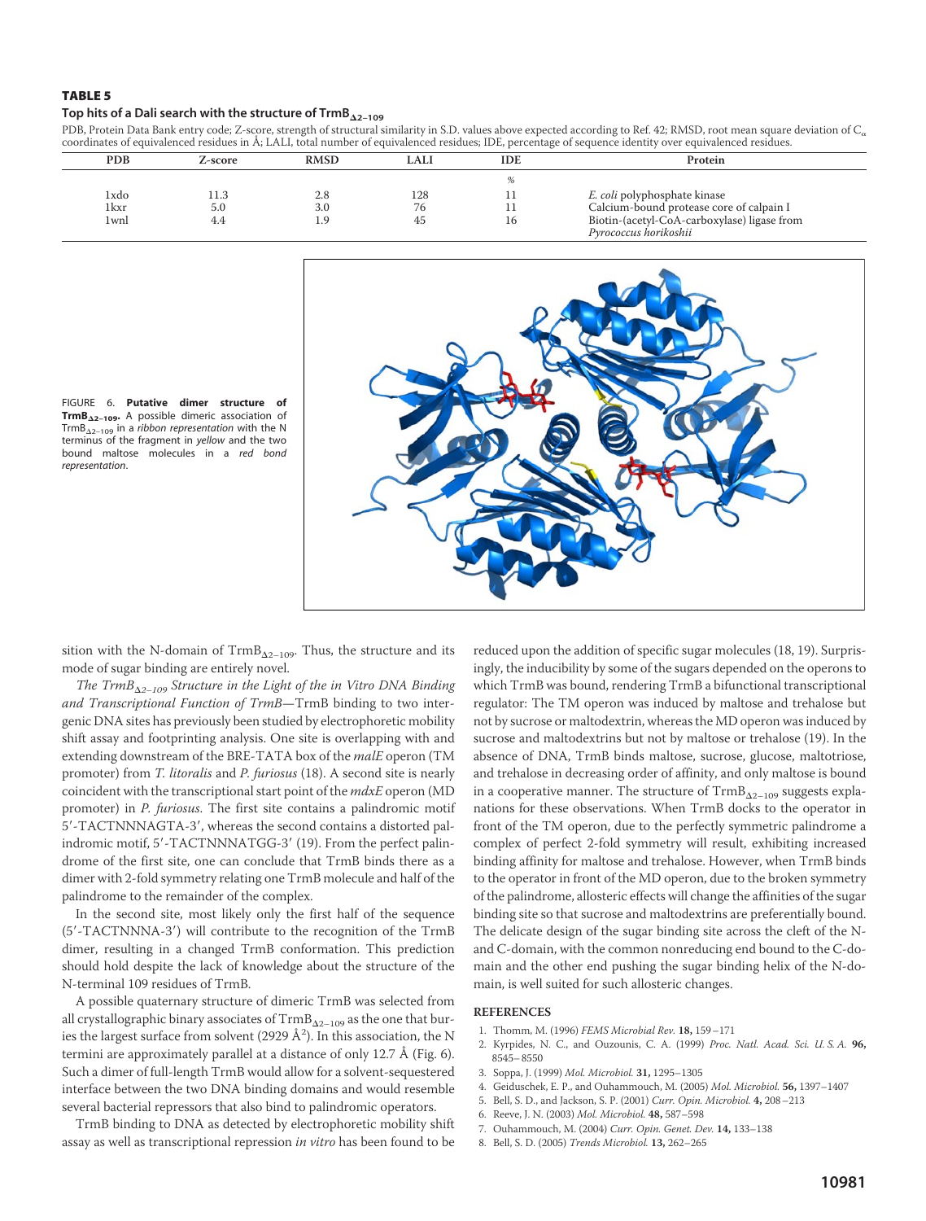**TABLE 5**

**Top hits of a Dali search with the structure of $TrmB_{\Delta 2-109}$**

PDB, Protein Data Bank entry code; Z-score, strength of structural similarity in S.D. values above expected according to Ref. 42; RMSD, root mean square deviation of $C_\alpha$ coordinates of equivalenced residues in Å; LALI, total number of equivalenced residues; IDE, percentage of sequence identity over equivalenced residues.

| PDB | Z-score | RMSD | LALI | IDE | Protein |
|---|---|---|---|---|---|
| | | | | % | |
| 1xdo | 11.3 | 2.8 | 128 | 11 | *E. coli* polyphosphate kinase |
| 1kxr | 5.0 | 3.0 | 76 | 11 | Calcium-bound protease core of calpain I |
| 1wnl | 4.4 | 1.9 | 45 | 16 | Biotin-(acetyl-CoA-carboxylase) ligase from *Pyrococcus horikoshii* |

FIGURE 6. **Putative dimer structure of $TrmB_{\Delta 2-109}$.** A possible dimeric association of $TrmB_{\Delta 2-109}$ in a *ribbon representation* with the N terminus of the fragment in *yellow* and the two bound maltose molecules in a *red bond representation*.

sition with the N-domain of $TrmB_{\Delta 2-109}$. Thus, the structure and its mode of sugar binding are entirely novel.

*The $TrmB_{\Delta 2-109}$ Structure in the Light of the in Vitro DNA Binding and Transcriptional Function of TrmB*—TrmB binding to two intergenic DNA sites has previously been studied by electrophoretic mobility shift assay and footprinting analysis. One site is overlapping with and extending downstream of the BRE-TATA box of the *malE* operon (TM promoter) from *T. litoralis* and *P. furiosus* (18). A second site is nearly coincident with the transcriptional start point of the *mdxE* operon (MD promoter) in *P. furiosus.* The first site contains a palindromic motif 5′-TACTNNNAGTA-3′, whereas the second contains a distorted palindromic motif, 5′-TACTNNNATGG-3′ (19). From the perfect palindrome of the first site, one can conclude that TrmB binds there as a dimer with 2-fold symmetry relating one TrmB molecule and half of the palindrome to the remainder of the complex.

In the second site, most likely only the first half of the sequence (5′-TACTNNNA-3′) will contribute to the recognition of the TrmB dimer, resulting in a changed TrmB conformation. This prediction should hold despite the lack of knowledge about the structure of the N-terminal 109 residues of TrmB.

A possible quaternary structure of dimeric TrmB was selected from all crystallographic binary associates of $TrmB_{\Delta 2-109}$ as the one that buries the largest surface from solvent (2929 Å$^2$). In this association, the N termini are approximately parallel at a distance of only 12.7 Å (Fig. 6). Such a dimer of full-length TrmB would allow for a solvent-sequestered interface between the two DNA binding domains and would resemble several bacterial repressors that also bind to palindromic operators.

TrmB binding to DNA as detected by electrophoretic mobility shift assay as well as transcriptional repression *in vitro* has been found to be reduced upon the addition of specific sugar molecules (18, 19). Surprisingly, the inducibility by some of the sugars depended on the operons to which TrmB was bound, rendering TrmB a bifunctional transcriptional regulator: The TM operon was induced by maltose and trehalose but not by sucrose or maltodextrin, whereas the MD operon was induced by sucrose and maltodextrins but not by maltose or trehalose (19). In the absence of DNA, TrmB binds maltose, sucrose, glucose, maltotriose, and trehalose in decreasing order of affinity, and only maltose is bound in a cooperative manner. The structure of $TrmB_{\Delta 2-109}$ suggests explanations for these observations. When TrmB docks to the operator in front of the TM operon, due to the perfectly symmetric palindrome a complex of perfect 2-fold symmetry will result, exhibiting increased binding affinity for maltose and trehalose. However, when TrmB binds to the operator in front of the MD operon, due to the broken symmetry of the palindrome, allosteric effects will change the affinities of the sugar binding site so that sucrose and maltodextrins are preferentially bound. The delicate design of the sugar binding site across the cleft of the N- and C-domain, with the common nonreducing end bound to the C-domain and the other end pushing the sugar binding helix of the N-domain, is well suited for such allosteric changes.

## REFERENCES

1. Thomm, M. (1996) *FEMS Microbiol Rev.* **18,** 159–171
2. Kyrpides, N. C., and Ouzounis, C. A. (1999) *Proc. Natl. Acad. Sci. U. S. A.* **96,** 8545–8550
3. Soppa, J. (1999) *Mol. Microbiol.* **31,** 1295–1305
4. Geiduschek, E. P., and Ouhammouch, M. (2005) *Mol. Microbiol.* **56,** 1397–1407
5. Bell, S. D., and Jackson, S. P. (2001) *Curr. Opin. Microbiol.* **4,** 208–213
6. Reeve, J. N. (2003) *Mol. Microbiol.* **48,** 587–598
7. Ouhammouch, M. (2004) *Curr. Opin. Genet. Dev.* **14,** 133–138
8. Bell, S. D. (2005) *Trends Microbiol.* **13,** 262–265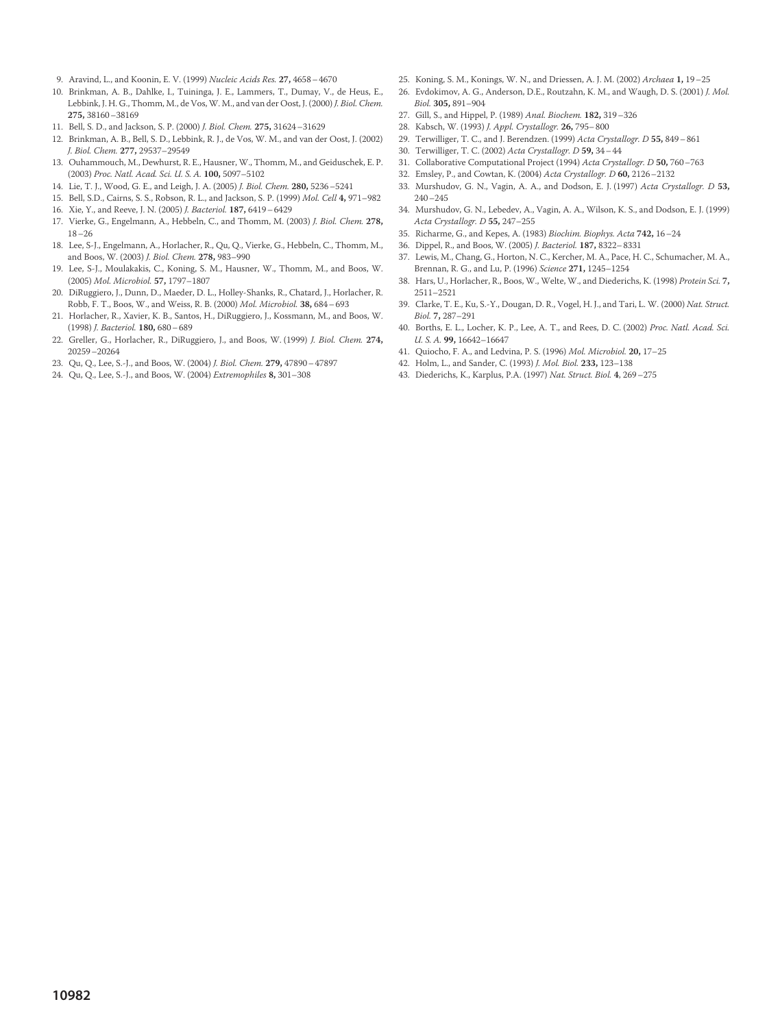9. Aravind, L., and Koonin, E. V. (1999) *Nucleic Acids Res.* **27,** 4658–4670
10. Brinkman, A. B., Dahlke, I., Tuininga, J. E., Lammers, T., Dumay, V., de Heus, E., Lebbink, J. H. G., Thomm, M., de Vos, W. M., and van der Oost, J. (2000) *J. Biol. Chem.* **275,** 38160–38169
11. Bell, S. D., and Jackson, S. P. (2000) *J. Biol. Chem.* **275,** 31624–31629
12. Brinkman, A. B., Bell, S. D., Lebbink, R. J., de Vos, W. M., and van der Oost, J. (2002) *J. Biol. Chem.* **277,** 29537–29549
13. Ouhammouch, M., Dewhurst, R. E., Hausner, W., Thomm, M., and Geiduschek, E. P. (2003) *Proc. Natl. Acad. Sci. U. S. A.* **100,** 5097–5102
14. Lie, T. J., Wood, G. E., and Leigh, J. A. (2005) *J. Biol. Chem.* **280,** 5236–5241
15. Bell, S.D., Cairns, S. S., Robson, R. L., and Jackson, S. P. (1999) *Mol. Cell* **4,** 971–982
16. Xie, Y., and Reeve, J. N. (2005) *J. Bacteriol.* **187,** 6419–6429
17. Vierke, G., Engelmann, A., Hebbeln, C., and Thomm, M. (2003) *J. Biol. Chem.* **278,** 18–26
18. Lee, S-J., Engelmann, A., Horlacher, R., Qu, Q., Vierke, G., Hebbeln, C., Thomm, M., and Boos, W. (2003) *J. Biol. Chem.* **278,** 983–990
19. Lee, S-J., Moulakakis, C., Koning, S. M., Hausner, W., Thomm, M., and Boos, W. (2005) *Mol. Microbiol.* **57,** 1797–1807
20. DiRuggiero, J., Dunn, D., Maeder, D. L., Holley-Shanks, R., Chatard, J., Horlacher, R. Robb, F. T., Boos, W., and Weiss, R. B. (2000) *Mol. Microbiol.* **38,** 684–693
21. Horlacher, R., Xavier, K. B., Santos, H., DiRuggiero, J., Kossmann, M., and Boos, W. (1998) *J. Bacteriol.* **180,** 680–689
22. Greller, G., Horlacher, R., DiRuggiero, J., and Boos, W. (1999) *J. Biol. Chem.* **274,** 20259–20264
23. Qu, Q., Lee, S.-J., and Boos, W. (2004) *J. Biol. Chem.* **279,** 47890–47897
24. Qu, Q., Lee, S.-J., and Boos, W. (2004) *Extremophiles* **8,** 301–308
25. Koning, S. M., Konings, W. N., and Driessen, A. J. M. (2002) *Archaea* **1,** 19–25
26. Evdokimov, A. G., Anderson, D.E., Routzahn, K. M., and Waugh, D. S. (2001) *J. Mol. Biol.* **305,** 891–904
27. Gill, S., and Hippel, P. (1989) *Anal. Biochem.* **182,** 319–326
28. Kabsch, W. (1993) *J. Appl. Crystallogr.* **26,** 795–800
29. Terwilliger, T. C., and J. Berendzen. (1999) *Acta Crystallogr. D* **55,** 849–861
30. Terwilliger, T. C. (2002) *Acta Crystallogr. D* **59,** 34–44
31. Collaborative Computational Project (1994) *Acta Crystallogr. D* **50,** 760–763
32. Emsley, P., and Cowtan, K. (2004) *Acta Crystallogr. D* **60,** 2126–2132
33. Murshudov, G. N., Vagin, A. A., and Dodson, E. J. (1997) *Acta Crystallogr. D* **53,** 240–245
34. Murshudov, G. N., Lebedev, A., Vagin, A. A., Wilson, K. S., and Dodson, E. J. (1999) *Acta Crystallogr. D* **55,** 247–255
35. Richarme, G., and Kepes, A. (1983) *Biochim. Biophys. Acta* **742,** 16–24
36. Dippel, R., and Boos, W. (2005) *J. Bacteriol.* **187,** 8322–8331
37. Lewis, M., Chang, G., Horton, N. C., Kercher, M. A., Pace, H. C., Schumacher, M. A., Brennan, R. G., and Lu, P. (1996) *Science* **271,** 1245–1254
38. Hars, U., Horlacher, R., Boos, W., Welte, W., and Diederichs, K. (1998) *Protein Sci.* **7,** 2511–2521
39. Clarke, T. E., Ku, S.-Y., Dougan, D. R., Vogel, H. J., and Tari, L. W. (2000) *Nat. Struct. Biol.* **7,** 287–291
40. Borths, E. L., Locher, K. P., Lee, A. T., and Rees, D. C. (2002) *Proc. Natl. Acad. Sci. U. S. A.* **99,** 16642–16647
41. Quiocho, F. A., and Ledvina, P. S. (1996) *Mol. Microbiol.* **20,** 17–25
42. Holm, L., and Sander, C. (1993) *J. Mol. Biol.* **233,** 123–138
43. Diederichs, K., Karplus, P.A. (1997) *Nat. Struct. Biol.* **4**, 269–275